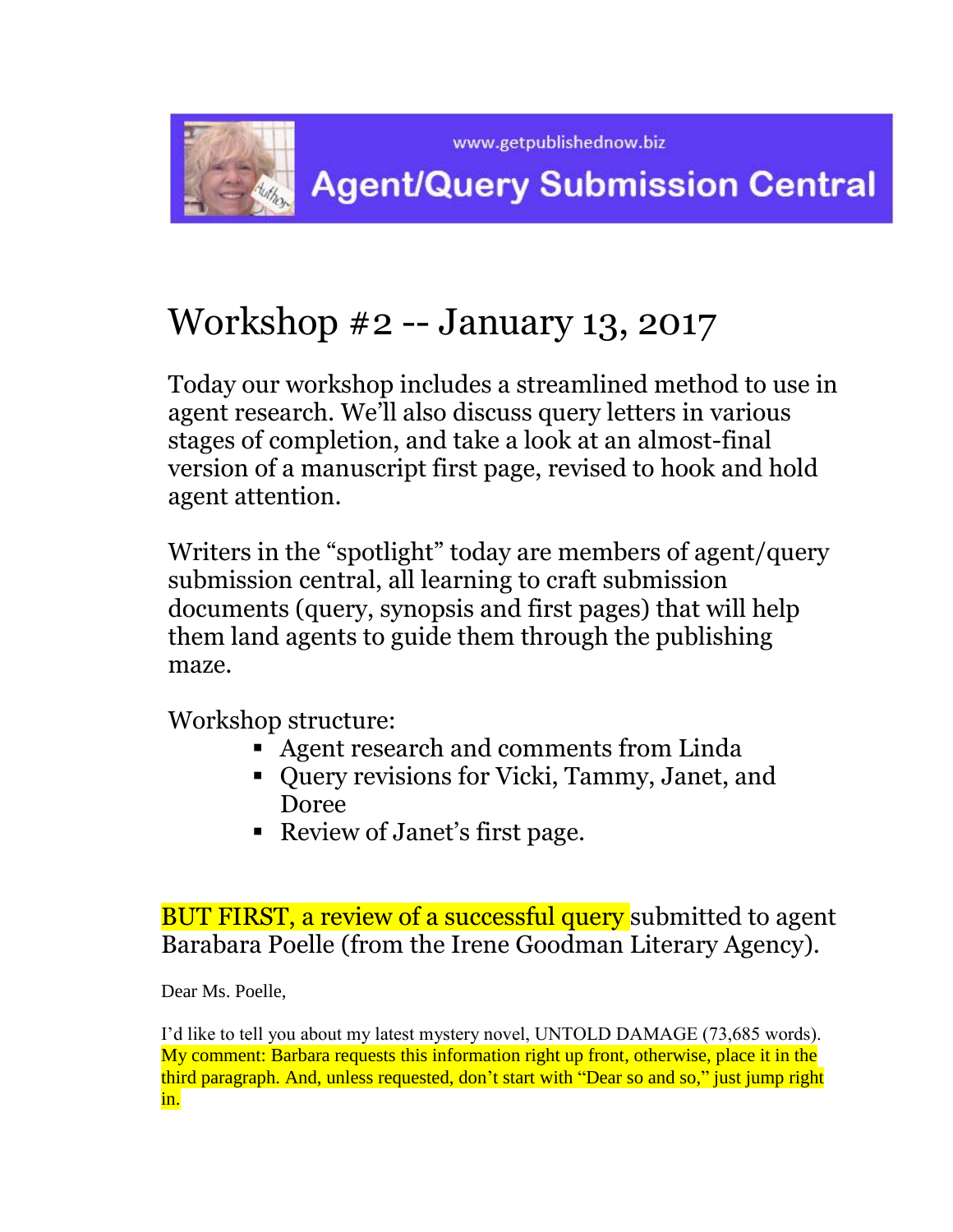www.getpublishednow.biz

**Agent/Query Submission Central**

# Workshop #2 -- January 13, 2017

Today our workshop includes a streamlined method to use in agent research. We'll also discuss query letters in various stages of completion, and take a look at an almost-final version of a manuscript first page, revised to hook and hold agent attention.

Writers in the "spotlight" today are members of agent/query submission central, all learning to craft submission documents (query, synopsis and first pages) that will help them land agents to guide them through the publishing maze.

Workshop structure:

- Agent research and comments from Linda
- Query revisions for Vicki, Tammy, Janet, and Doree
- Review of Janet's first page.

BUT FIRST, a review of a successful query submitted to agent Barabara Poelle (from the Irene Goodman Literary Agency).

Dear Ms. Poelle,

I'd like to tell you about my latest mystery novel, UNTOLD DAMAGE (73,685 words). My comment: Barbara requests this information right up front, otherwise, place it in the third paragraph. And, unless requested, don't start with "Dear so and so," just jump right in.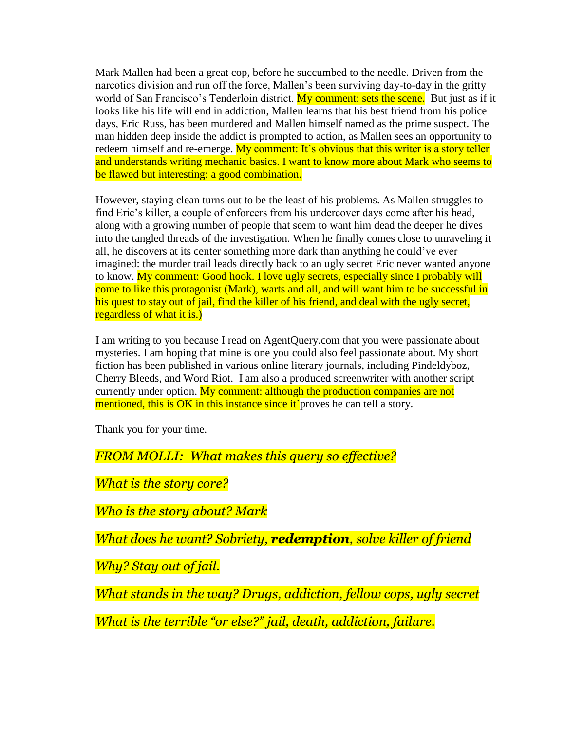Mark Mallen had been a great cop, before he succumbed to the needle. Driven from the narcotics division and run off the force, Mallen's been surviving day-to-day in the gritty world of San Francisco's Tenderloin district. My comment: sets the scene. But just as if it looks like his life will end in addiction, Mallen learns that his best friend from his police days, Eric Russ, has been murdered and Mallen himself named as the prime suspect. The man hidden deep inside the addict is prompted to action, as Mallen sees an opportunity to redeem himself and re-emerge. My comment: It's obvious that this writer is a story teller and understands writing mechanic basics. I want to know more about Mark who seems to be flawed but interesting: a good combination.

However, staying clean turns out to be the least of his problems. As Mallen struggles to find Eric's killer, a couple of enforcers from his undercover days come after his head, along with a growing number of people that seem to want him dead the deeper he dives into the tangled threads of the investigation. When he finally comes close to unraveling it all, he discovers at its center something more dark than anything he could've ever imagined: the murder trail leads directly back to an ugly secret Eric never wanted anyone to know. My comment: Good hook. I love ugly secrets, especially since I probably will come to like this protagonist (Mark), warts and all, and will want him to be successful in his quest to stay out of jail, find the killer of his friend, and deal with the ugly secret, regardless of what it is.)

I am writing to you because I read on AgentQuery.com that you were passionate about mysteries. I am hoping that mine is one you could also feel passionate about. My short fiction has been published in various online literary journals, including Pindeldyboz, Cherry Bleeds, and Word Riot. I am also a produced screenwriter with another script currently under option. My comment: although the production companies are not mentioned, this is OK in this instance since it'proves he can tell a story.

Thank you for your time.

*FROM MOLLI: What makes this query so effective?*

*What is the story core?*

*Who is the story about? Mark*

*What does he want? Sobriety, **redemption**, solve killer of friend*

*Why? Stay out of jail.*

*What stands in the way? Drugs, addiction, fellow cops, ugly secret*

*What is the terrible "or else?" jail, death, addiction, failure.*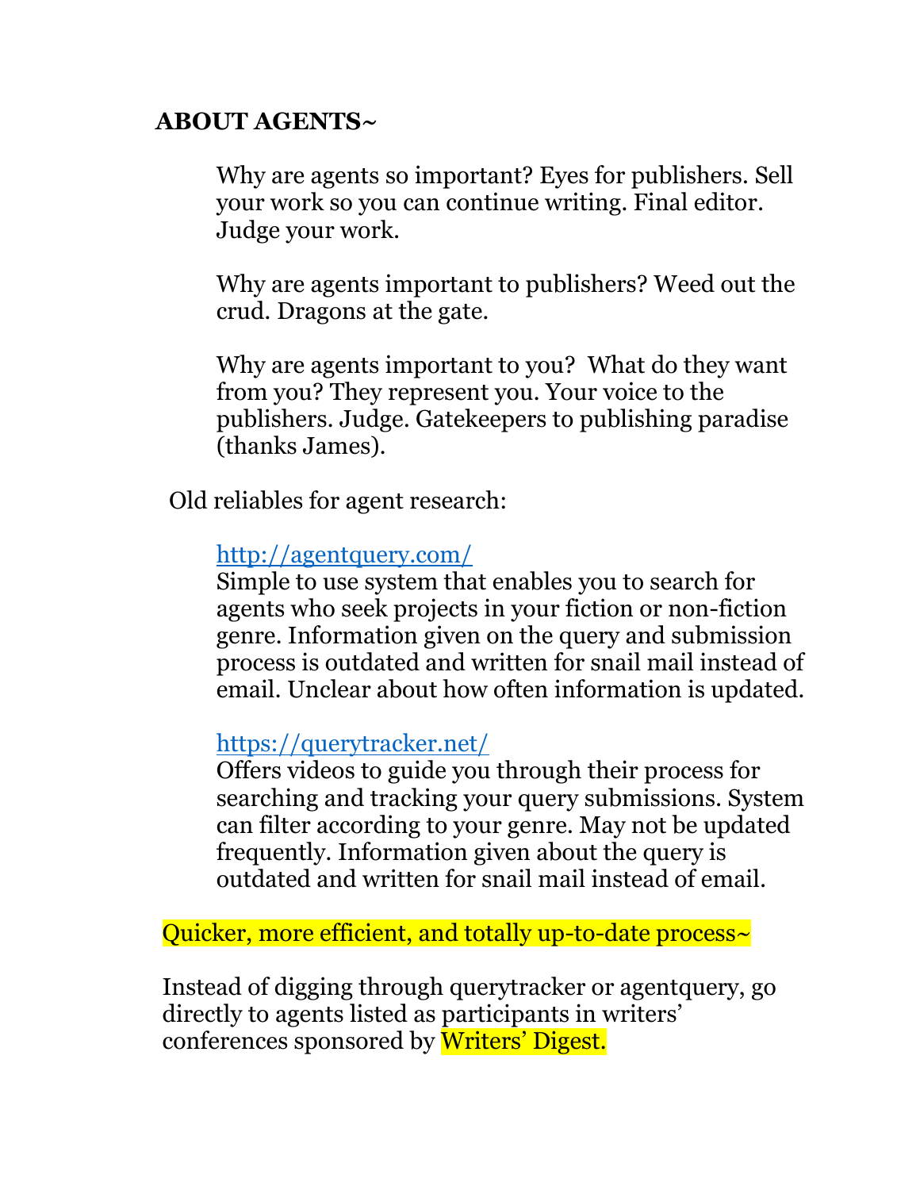## ABOUT AGENTS~

Why are agents so important? Eyes for publishers. Sell your work so you can continue writing. Final editor. Judge your work.

Why are agents important to publishers? Weed out the crud. Dragons at the gate.

Why are agents important to you? What do they want from you? They represent you. Your voice to the publishers. Judge. Gatekeepers to publishing paradise (thanks James).

Old reliables for agent research:

[http://agentquery.com/](http://agentquery.com/)
Simple to use system that enables you to search for agents who seek projects in your fiction or non-fiction genre. Information given on the query and submission process is outdated and written for snail mail instead of email. Unclear about how often information is updated.

[https://querytracker.net/](https://querytracker.net/)
Offers videos to guide you through their process for searching and tracking your query submissions. System can filter according to your genre. May not be updated frequently. Information given about the query is outdated and written for snail mail instead of email.

Quicker, more efficient, and totally up-to-date process~

Instead of digging through querytracker or agentquery, go directly to agents listed as participants in writers' conferences sponsored by Writers' Digest.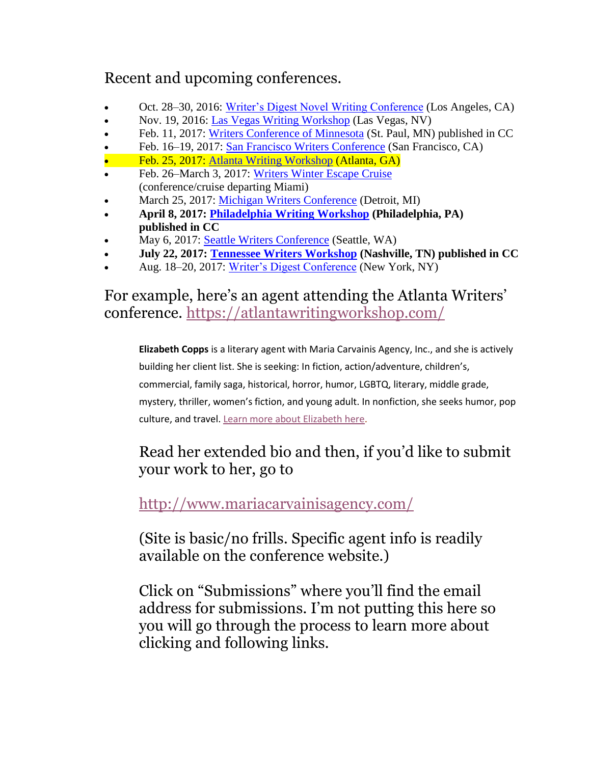## Recent and upcoming conferences.

- Oct. 28–30, 2016: Writer's Digest Novel Writing Conference (Los Angeles, CA)
- Nov. 19, 2016: Las Vegas Writing Workshop (Las Vegas, NV)
- Feb. 11, 2017: Writers Conference of Minnesota (St. Paul, MN) published in CC
- Feb. 16–19, 2017: San Francisco Writers Conference (San Francisco, CA)
- Feb. 25, 2017: Atlanta Writing Workshop (Atlanta, GA)
- Feb. 26–March 3, 2017: Writers Winter Escape Cruise (conference/cruise departing Miami)
- March 25, 2017: Michigan Writers Conference (Detroit, MI)
- **April 8, 2017: Philadelphia Writing Workshop (Philadelphia, PA) published in CC**
- May 6, 2017: Seattle Writers Conference (Seattle, WA)
- **July 22, 2017: Tennessee Writers Workshop (Nashville, TN) published in CC**
- Aug. 18–20, 2017: Writer's Digest Conference (New York, NY)

For example, here's an agent attending the Atlanta Writers' conference. https://atlantawritingworkshop.com/

> **Elizabeth Copps** is a literary agent with Maria Carvainis Agency, Inc., and she is actively building her client list. She is seeking: In fiction, action/adventure, children's, commercial, family saga, historical, horror, humor, LGBTQ, literary, middle grade, mystery, thriller, women's fiction, and young adult. In nonfiction, she seeks humor, pop culture, and travel. Learn more about Elizabeth here.

Read her extended bio and then, if you'd like to submit your work to her, go to

http://www.mariacarvainisagency.com/

(Site is basic/no frills. Specific agent info is readily available on the conference website.)

Click on "Submissions" where you'll find the email address for submissions. I'm not putting this here so you will go through the process to learn more about clicking and following links.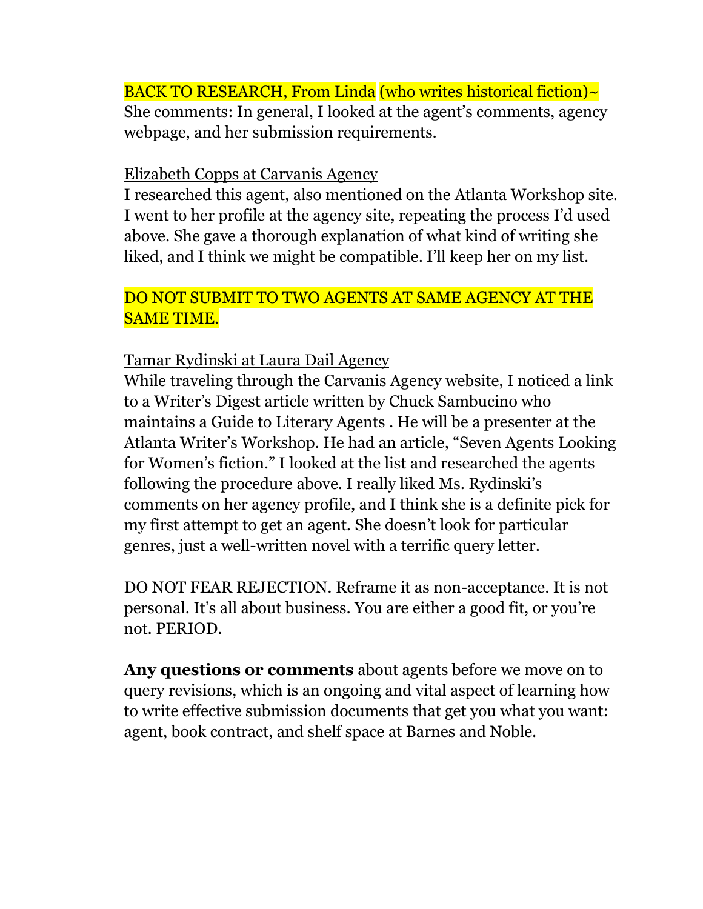BACK TO RESEARCH, From Linda (who writes historical fiction)~
She comments: In general, I looked at the agent's comments, agency webpage, and her submission requirements.

Elizabeth Copps at Carvanis Agency
I researched this agent, also mentioned on the Atlanta Workshop site. I went to her profile at the agency site, repeating the process I'd used above. She gave a thorough explanation of what kind of writing she liked, and I think we might be compatible. I'll keep her on my list.

DO NOT SUBMIT TO TWO AGENTS AT SAME AGENCY AT THE SAME TIME.

Tamar Rydinski at Laura Dail Agency
While traveling through the Carvanis Agency website, I noticed a link to a Writer's Digest article written by Chuck Sambucino who maintains a Guide to Literary Agents . He will be a presenter at the Atlanta Writer's Workshop. He had an article, "Seven Agents Looking for Women's fiction." I looked at the list and researched the agents following the procedure above. I really liked Ms. Rydinski's comments on her agency profile, and I think she is a definite pick for my first attempt to get an agent. She doesn't look for particular genres, just a well-written novel with a terrific query letter.

DO NOT FEAR REJECTION. Reframe it as non-acceptance. It is not personal. It's all about business. You are either a good fit, or you're not. PERIOD.

**Any questions or comments** about agents before we move on to query revisions, which is an ongoing and vital aspect of learning how to write effective submission documents that get you what you want: agent, book contract, and shelf space at Barnes and Noble.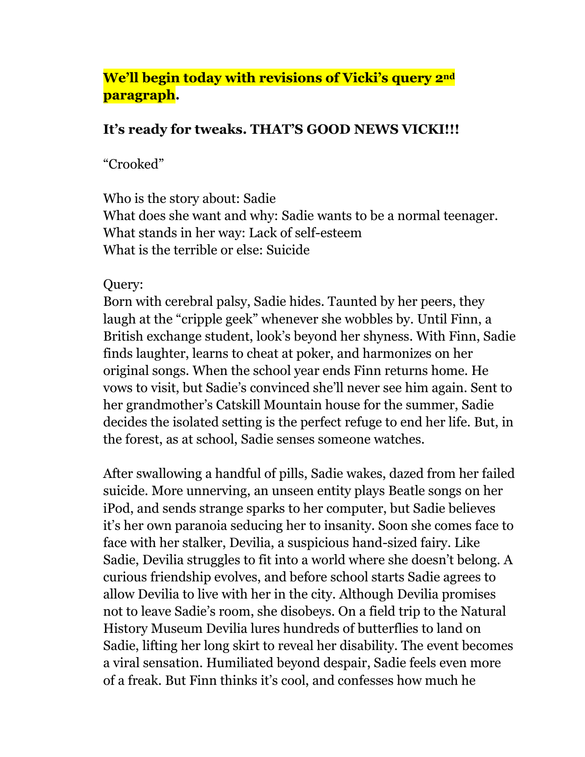**We'll begin today with revisions of Vicki's query 2nd paragraph.**

**It's ready for tweaks. THAT'S GOOD NEWS VICKI!!!**

"Crooked"

Who is the story about: Sadie
What does she want and why: Sadie wants to be a normal teenager.
What stands in her way: Lack of self-esteem
What is the terrible or else: Suicide

Query:
Born with cerebral palsy, Sadie hides. Taunted by her peers, they laugh at the "cripple geek" whenever she wobbles by. Until Finn, a British exchange student, look's beyond her shyness. With Finn, Sadie finds laughter, learns to cheat at poker, and harmonizes on her original songs. When the school year ends Finn returns home. He vows to visit, but Sadie's convinced she'll never see him again. Sent to her grandmother's Catskill Mountain house for the summer, Sadie decides the isolated setting is the perfect refuge to end her life. But, in the forest, as at school, Sadie senses someone watches.

After swallowing a handful of pills, Sadie wakes, dazed from her failed suicide. More unnerving, an unseen entity plays Beatle songs on her iPod, and sends strange sparks to her computer, but Sadie believes it's her own paranoia seducing her to insanity. Soon she comes face to face with her stalker, Devilia, a suspicious hand-sized fairy. Like Sadie, Devilia struggles to fit into a world where she doesn't belong. A curious friendship evolves, and before school starts Sadie agrees to allow Devilia to live with her in the city. Although Devilia promises not to leave Sadie's room, she disobeys. On a field trip to the Natural History Museum Devilia lures hundreds of butterflies to land on Sadie, lifting her long skirt to reveal her disability. The event becomes a viral sensation. Humiliated beyond despair, Sadie feels even more of a freak. But Finn thinks it's cool, and confesses how much he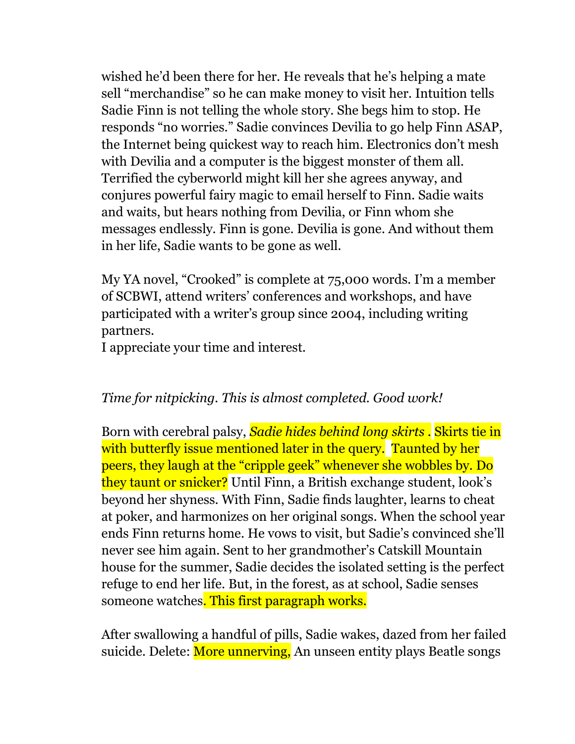wished he'd been there for her. He reveals that he's helping a mate sell "merchandise" so he can make money to visit her. Intuition tells Sadie Finn is not telling the whole story. She begs him to stop. He responds "no worries." Sadie convinces Devilia to go help Finn ASAP, the Internet being quickest way to reach him. Electronics don't mesh with Devilia and a computer is the biggest monster of them all. Terrified the cyberworld might kill her she agrees anyway, and conjures powerful fairy magic to email herself to Finn. Sadie waits and waits, but hears nothing from Devilia, or Finn whom she messages endlessly. Finn is gone. Devilia is gone. And without them in her life, Sadie wants to be gone as well.

My YA novel, "Crooked" is complete at 75,000 words. I'm a member of SCBWI, attend writers' conferences and workshops, and have participated with a writer's group since 2004, including writing partners.
I appreciate your time and interest.

*Time for nitpicking. This is almost completed. Good work!*

Born with cerebral palsy, *Sadie hides behind long skirts* . Skirts tie in with butterfly issue mentioned later in the query. Taunted by her peers, they laugh at the "cripple geek" whenever she wobbles by. Do they taunt or snicker? Until Finn, a British exchange student, look's beyond her shyness. With Finn, Sadie finds laughter, learns to cheat at poker, and harmonizes on her original songs. When the school year ends Finn returns home. He vows to visit, but Sadie's convinced she'll never see him again. Sent to her grandmother's Catskill Mountain house for the summer, Sadie decides the isolated setting is the perfect refuge to end her life. But, in the forest, as at school, Sadie senses someone watches. This first paragraph works.

After swallowing a handful of pills, Sadie wakes, dazed from her failed suicide. Delete: More unnerving, An unseen entity plays Beatle songs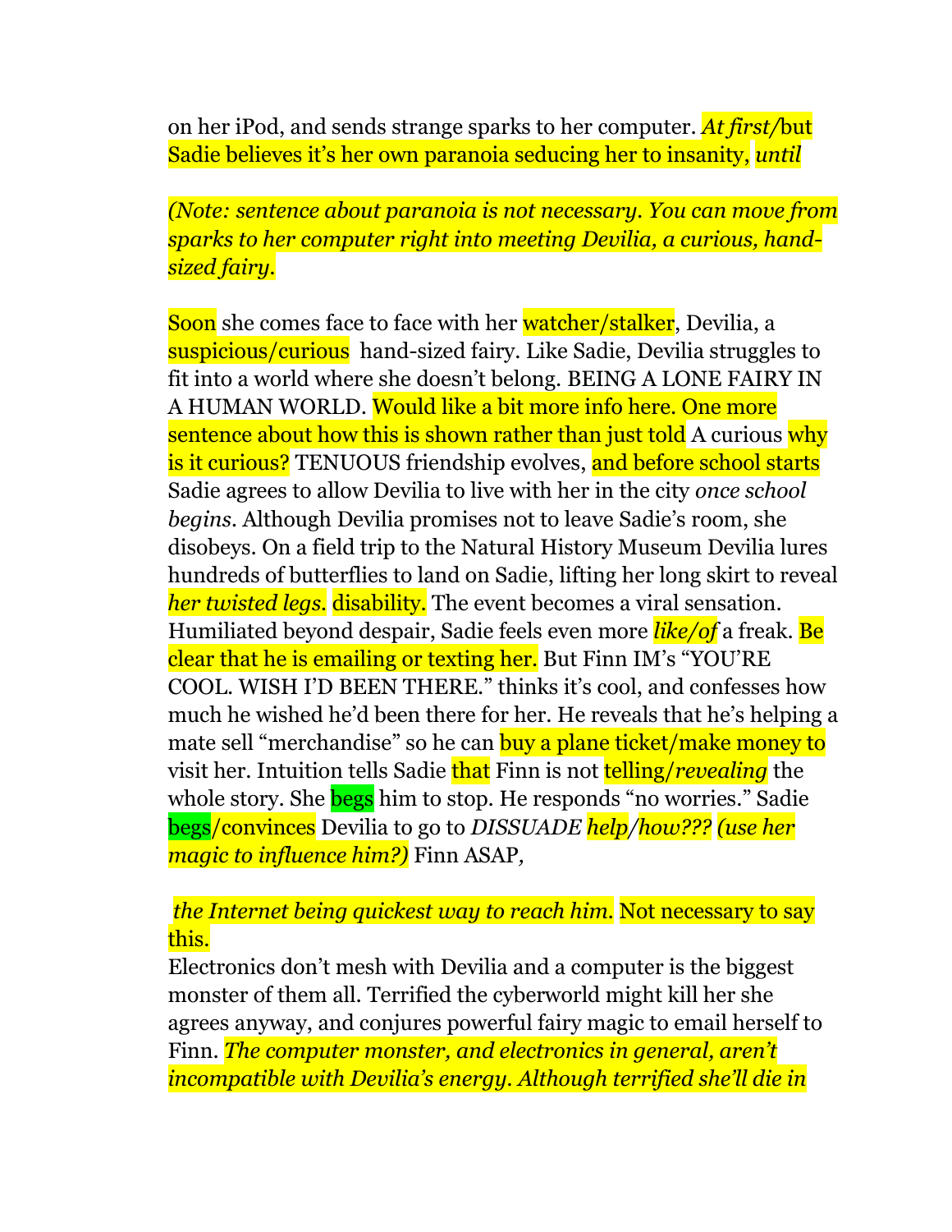on her iPod, and sends strange sparks to her computer. *At first/*but Sadie believes it's her own paranoia seducing her to insanity, *until*

*(Note: sentence about paranoia is not necessary. You can move from sparks to her computer right into meeting Devilia, a curious, hand-sized fairy.*

Soon she comes face to face with her watcher/stalker, Devilia, a suspicious/curious hand-sized fairy. Like Sadie, Devilia struggles to fit into a world where she doesn't belong. BEING A LONE FAIRY IN A HUMAN WORLD. Would like a bit more info here. One more sentence about how this is shown rather than just told A curious why is it curious? TENUOUS friendship evolves, and before school starts Sadie agrees to allow Devilia to live with her in the city *once school begins*. Although Devilia promises not to leave Sadie's room, she disobeys. On a field trip to the Natural History Museum Devilia lures hundreds of butterflies to land on Sadie, lifting her long skirt to reveal *her twisted legs.* disability. The event becomes a viral sensation. Humiliated beyond despair, Sadie feels even more *like/of* a freak. Be clear that he is emailing or texting her. But Finn IM's "YOU'RE COOL. WISH I'D BEEN THERE." thinks it's cool, and confesses how much he wished he'd been there for her. He reveals that he's helping a mate sell "merchandise" so he can buy a plane ticket/make money to visit her. Intuition tells Sadie that Finn is not telling/*revealing* the whole story. She begs him to stop. He responds "no worries." Sadie begs/convinces Devilia to go to *DISSUADE* *help/how??? (use her magic to influence him?)* Finn ASAP*,*

*the Internet being quickest way to reach him.* Not necessary to say this.

Electronics don't mesh with Devilia and a computer is the biggest monster of them all. Terrified the cyberworld might kill her she agrees anyway, and conjures powerful fairy magic to email herself to Finn. *The computer monster, and electronics in general, aren't incompatible with Devilia's energy. Although terrified she'll die in*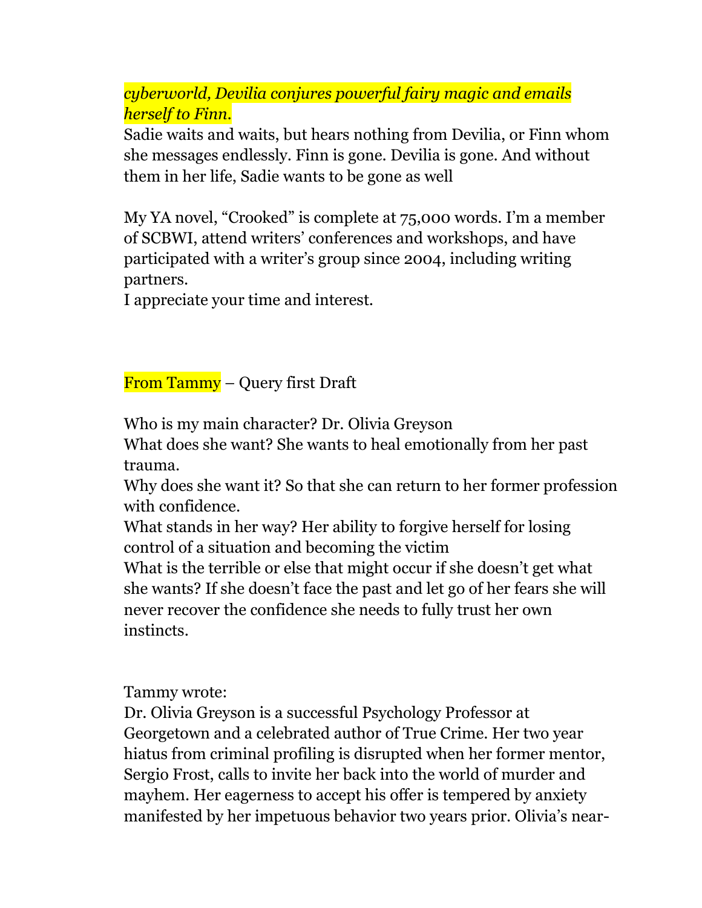*cyberworld, Devilia conjures powerful fairy magic and emails herself to Finn.*

Sadie waits and waits, but hears nothing from Devilia, or Finn whom she messages endlessly. Finn is gone. Devilia is gone. And without them in her life, Sadie wants to be gone as well

My YA novel, "Crooked" is complete at 75,000 words. I'm a member of SCBWI, attend writers' conferences and workshops, and have participated with a writer's group since 2004, including writing partners.

I appreciate your time and interest.

From Tammy – Query first Draft

Who is my main character? Dr. Olivia Greyson

What does she want? She wants to heal emotionally from her past trauma.

Why does she want it? So that she can return to her former profession with confidence.

What stands in her way? Her ability to forgive herself for losing control of a situation and becoming the victim

What is the terrible or else that might occur if she doesn't get what she wants? If she doesn't face the past and let go of her fears she will never recover the confidence she needs to fully trust her own instincts.

Tammy wrote:

Dr. Olivia Greyson is a successful Psychology Professor at Georgetown and a celebrated author of True Crime. Her two year hiatus from criminal profiling is disrupted when her former mentor, Sergio Frost, calls to invite her back into the world of murder and mayhem. Her eagerness to accept his offer is tempered by anxiety manifested by her impetuous behavior two years prior. Olivia's near-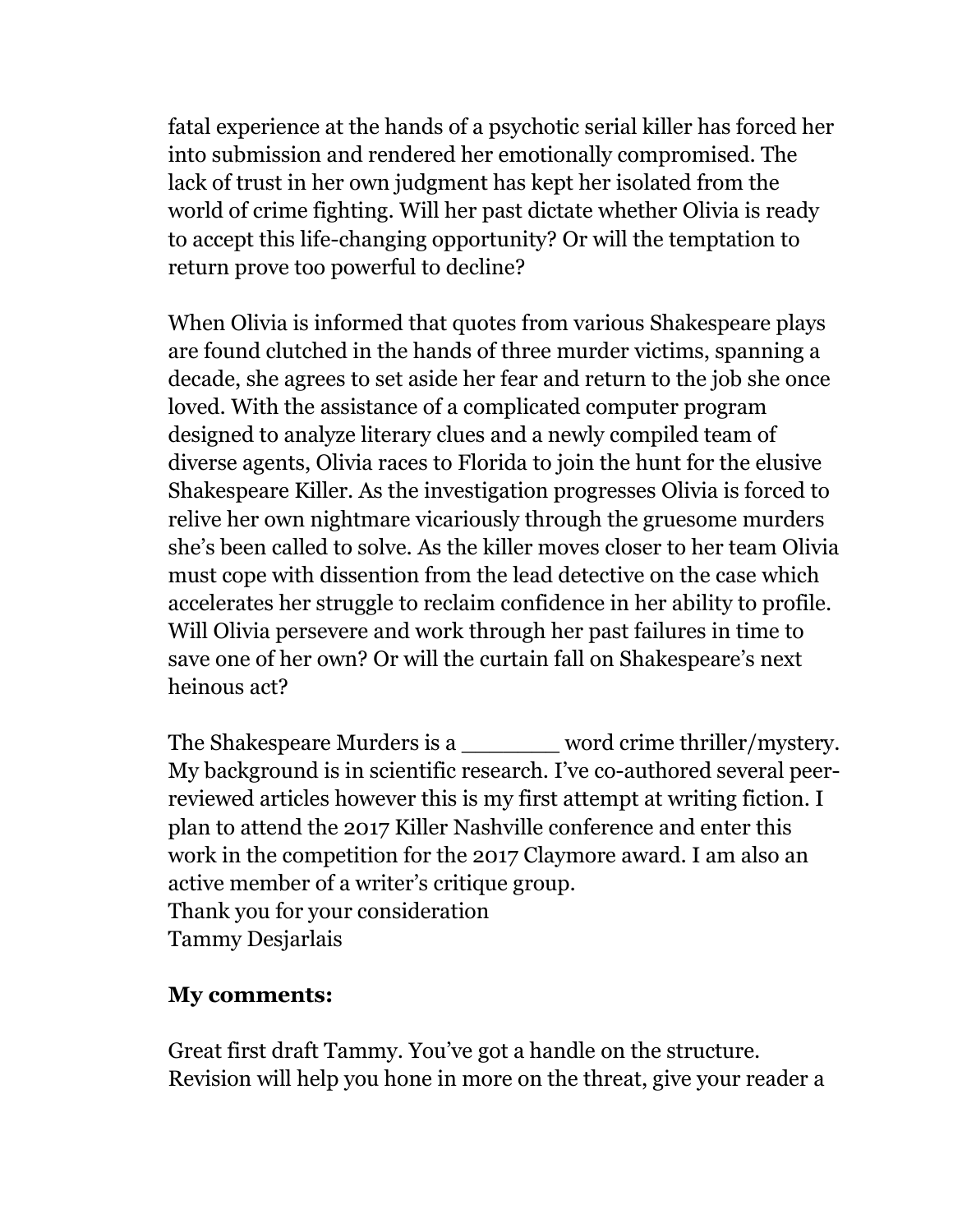fatal experience at the hands of a psychotic serial killer has forced her into submission and rendered her emotionally compromised. The lack of trust in her own judgment has kept her isolated from the world of crime fighting. Will her past dictate whether Olivia is ready to accept this life-changing opportunity? Or will the temptation to return prove too powerful to decline?

When Olivia is informed that quotes from various Shakespeare plays are found clutched in the hands of three murder victims, spanning a decade, she agrees to set aside her fear and return to the job she once loved. With the assistance of a complicated computer program designed to analyze literary clues and a newly compiled team of diverse agents, Olivia races to Florida to join the hunt for the elusive Shakespeare Killer. As the investigation progresses Olivia is forced to relive her own nightmare vicariously through the gruesome murders she's been called to solve. As the killer moves closer to her team Olivia must cope with dissention from the lead detective on the case which accelerates her struggle to reclaim confidence in her ability to profile. Will Olivia persevere and work through her past failures in time to save one of her own? Or will the curtain fall on Shakespeare's next heinous act?

The Shakespeare Murders is a _______ word crime thriller/mystery. My background is in scientific research. I've co-authored several peer-reviewed articles however this is my first attempt at writing fiction. I plan to attend the 2017 Killer Nashville conference and enter this work in the competition for the 2017 Claymore award. I am also an active member of a writer's critique group.
Thank you for your consideration
Tammy Desjarlais

**My comments:**

Great first draft Tammy. You've got a handle on the structure. Revision will help you hone in more on the threat, give your reader a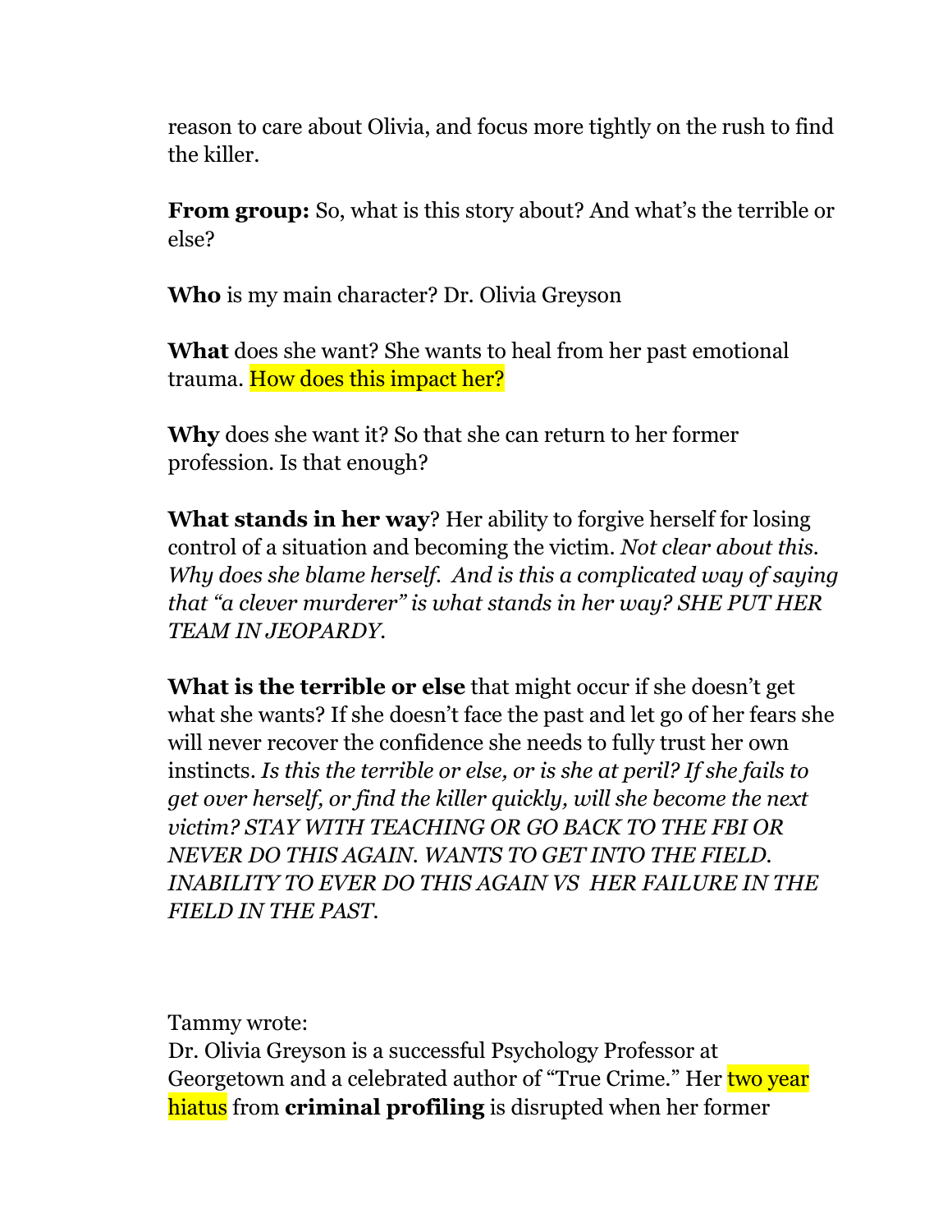reason to care about Olivia, and focus more tightly on the rush to find the killer.

**From group:** So, what is this story about? And what's the terrible or else?

**Who** is my main character? Dr. Olivia Greyson

**What** does she want? She wants to heal from her past emotional trauma. How does this impact her?

**Why** does she want it? So that she can return to her former profession. Is that enough?

**What stands in her way**? Her ability to forgive herself for losing control of a situation and becoming the victim. *Not clear about this. Why does she blame herself. And is this a complicated way of saying that "a clever murderer" is what stands in her way? SHE PUT HER TEAM IN JEOPARDY.*

**What is the terrible or else** that might occur if she doesn't get what she wants? If she doesn't face the past and let go of her fears she will never recover the confidence she needs to fully trust her own instincts. *Is this the terrible or else, or is she at peril? If she fails to get over herself, or find the killer quickly, will she become the next victim? STAY WITH TEACHING OR GO BACK TO THE FBI OR NEVER DO THIS AGAIN. WANTS TO GET INTO THE FIELD. INABILITY TO EVER DO THIS AGAIN VS HER FAILURE IN THE FIELD IN THE PAST.*

Tammy wrote:
Dr. Olivia Greyson is a successful Psychology Professor at Georgetown and a celebrated author of "True Crime." Her two year hiatus from **criminal profiling** is disrupted when her former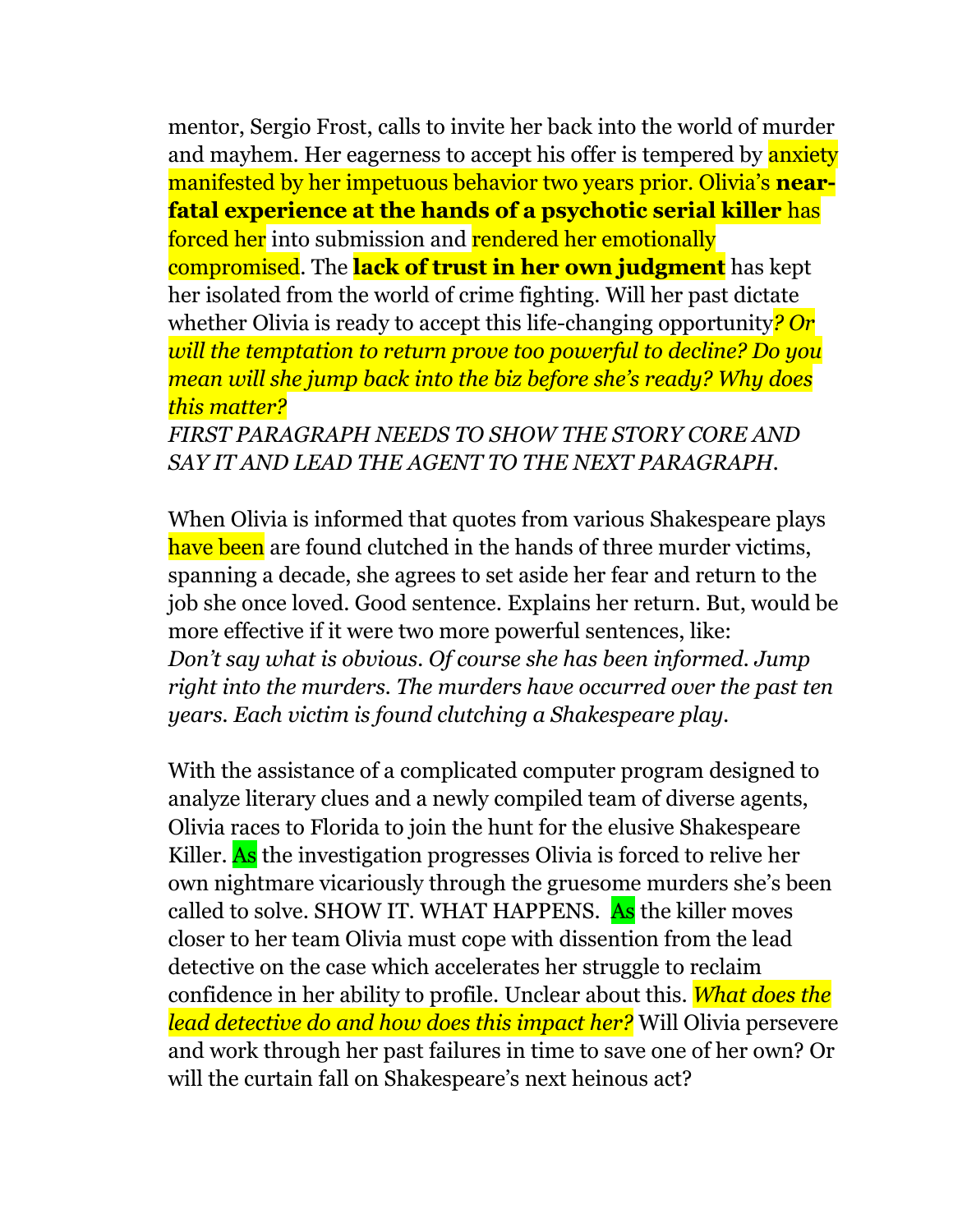mentor, Sergio Frost, calls to invite her back into the world of murder and mayhem. Her eagerness to accept his offer is tempered by anxiety manifested by her impetuous behavior two years prior. Olivia's **near-fatal experience at the hands of a psychotic serial killer** has forced her into submission and rendered her emotionally compromised. The **lack of trust in her own judgment** has kept her isolated from the world of crime fighting. Will her past dictate whether Olivia is ready to accept this life-changing opportunity*? Or will the temptation to return prove too powerful to decline? Do you mean will she jump back into the biz before she's ready? Why does this matter?*

*FIRST PARAGRAPH NEEDS TO SHOW THE STORY CORE AND SAY IT AND LEAD THE AGENT TO THE NEXT PARAGRAPH.*

When Olivia is informed that quotes from various Shakespeare plays have been are found clutched in the hands of three murder victims, spanning a decade, she agrees to set aside her fear and return to the job she once loved. Good sentence. Explains her return. But, would be more effective if it were two more powerful sentences, like:
*Don't say what is obvious. Of course she has been informed. Jump right into the murders. The murders have occurred over the past ten years. Each victim is found clutching a Shakespeare play.*

With the assistance of a complicated computer program designed to analyze literary clues and a newly compiled team of diverse agents, Olivia races to Florida to join the hunt for the elusive Shakespeare Killer. As the investigation progresses Olivia is forced to relive her own nightmare vicariously through the gruesome murders she's been called to solve. SHOW IT. WHAT HAPPENS. As the killer moves closer to her team Olivia must cope with dissention from the lead detective on the case which accelerates her struggle to reclaim confidence in her ability to profile. Unclear about this. *What does the lead detective do and how does this impact her?* Will Olivia persevere and work through her past failures in time to save one of her own? Or will the curtain fall on Shakespeare's next heinous act?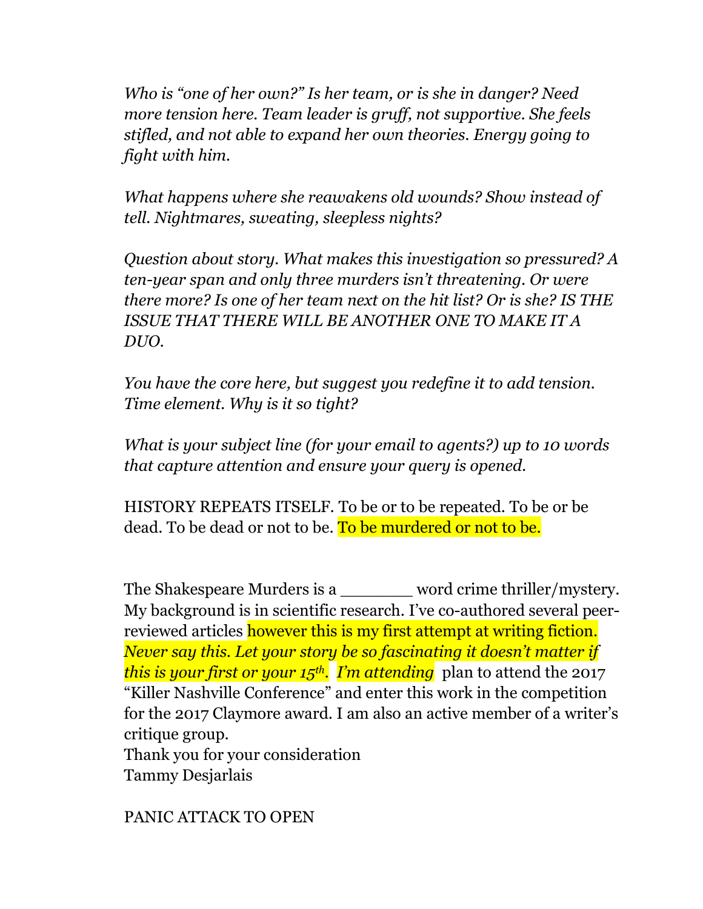*Who is "one of her own?" Is her team, or is she in danger? Need more tension here. Team leader is gruff, not supportive. She feels stifled, and not able to expand her own theories. Energy going to fight with him.*

*What happens where she reawakens old wounds? Show instead of tell. Nightmares, sweating, sleepless nights?*

*Question about story. What makes this investigation so pressured? A ten-year span and only three murders isn't threatening. Or were there more? Is one of her team next on the hit list? Or is she? IS THE ISSUE THAT THERE WILL BE ANOTHER ONE TO MAKE IT A DUO.*

*You have the core here, but suggest you redefine it to add tension. Time element. Why is it so tight?*

*What is your subject line (for your email to agents?) up to 10 words that capture attention and ensure your query is opened.*

HISTORY REPEATS ITSELF. To be or to be repeated. To be or be dead. To be dead or not to be. To be murdered or not to be.

The Shakespeare Murders is a _______ word crime thriller/mystery. My background is in scientific research. I've co-authored several peer-reviewed articles however this is my first attempt at writing fiction. *Never say this. Let your story be so fascinating it doesn't matter if this is your first or your 15th. I'm attending* plan to attend the 2017 "Killer Nashville Conference" and enter this work in the competition for the 2017 Claymore award. I am also an active member of a writer's critique group.

Thank you for your consideration

Tammy Desjarlais

PANIC ATTACK TO OPEN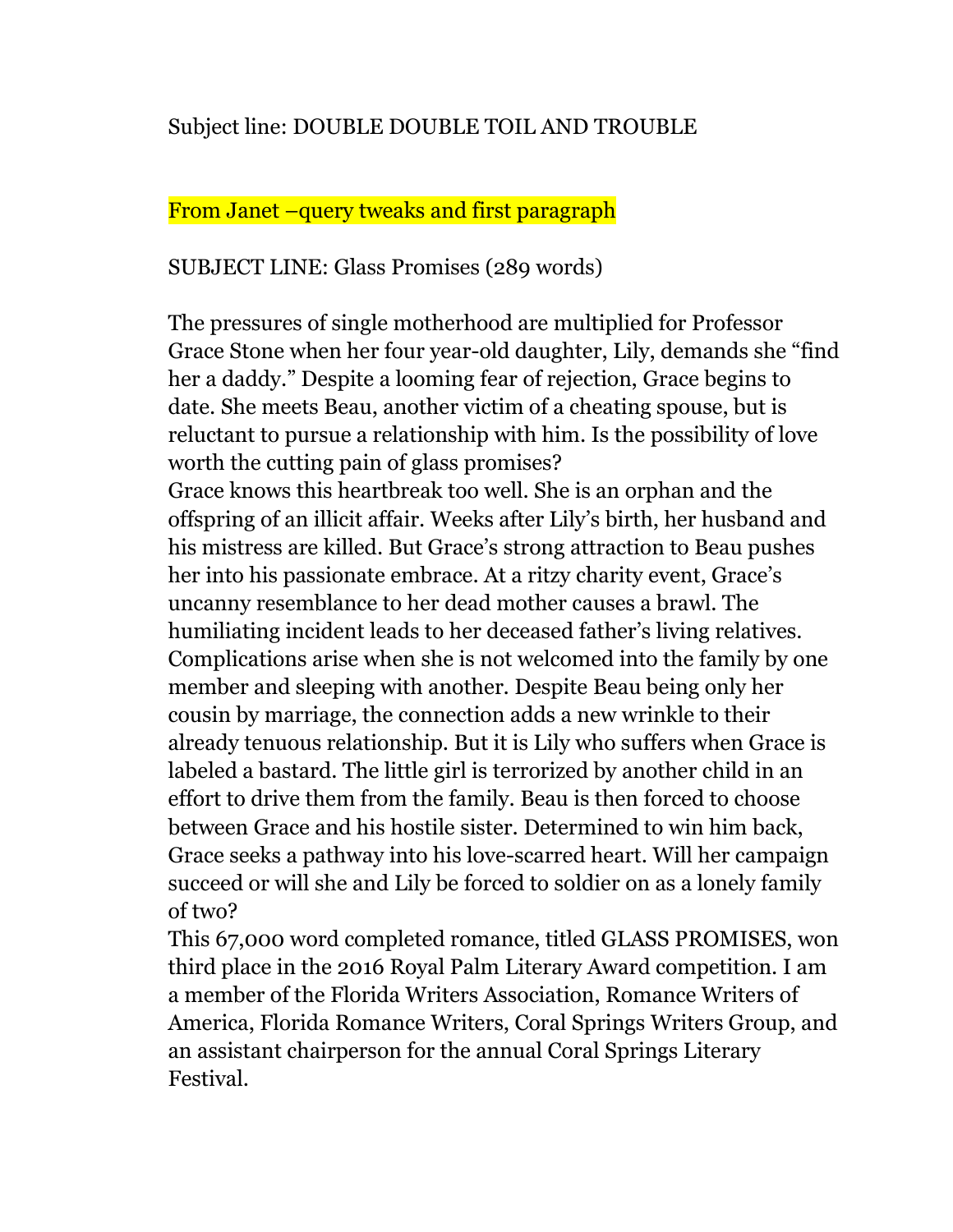Subject line: DOUBLE DOUBLE TOIL AND TROUBLE

From Janet –query tweaks and first paragraph

SUBJECT LINE: Glass Promises (289 words)

The pressures of single motherhood are multiplied for Professor Grace Stone when her four year-old daughter, Lily, demands she "find her a daddy." Despite a looming fear of rejection, Grace begins to date. She meets Beau, another victim of a cheating spouse, but is reluctant to pursue a relationship with him. Is the possibility of love worth the cutting pain of glass promises?

Grace knows this heartbreak too well. She is an orphan and the offspring of an illicit affair. Weeks after Lily's birth, her husband and his mistress are killed. But Grace's strong attraction to Beau pushes her into his passionate embrace. At a ritzy charity event, Grace's uncanny resemblance to her dead mother causes a brawl. The humiliating incident leads to her deceased father's living relatives. Complications arise when she is not welcomed into the family by one member and sleeping with another. Despite Beau being only her cousin by marriage, the connection adds a new wrinkle to their already tenuous relationship. But it is Lily who suffers when Grace is labeled a bastard. The little girl is terrorized by another child in an effort to drive them from the family. Beau is then forced to choose between Grace and his hostile sister. Determined to win him back, Grace seeks a pathway into his love-scarred heart. Will her campaign succeed or will she and Lily be forced to soldier on as a lonely family of two?

This 67,000 word completed romance, titled GLASS PROMISES, won third place in the 2016 Royal Palm Literary Award competition. I am a member of the Florida Writers Association, Romance Writers of America, Florida Romance Writers, Coral Springs Writers Group, and an assistant chairperson for the annual Coral Springs Literary Festival.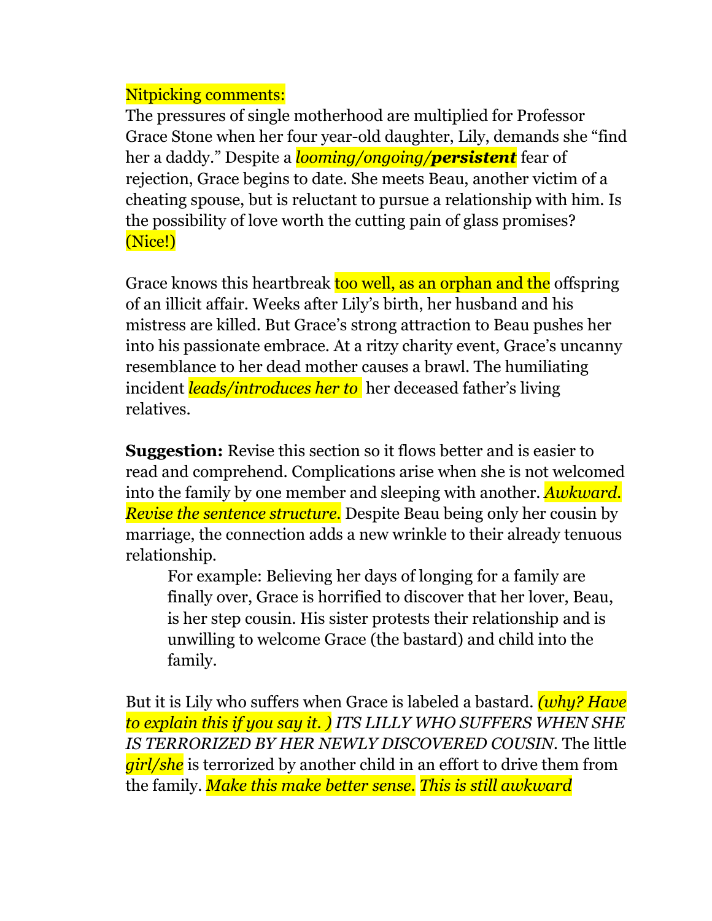Nitpicking comments:

The pressures of single motherhood are multiplied for Professor Grace Stone when her four year-old daughter, Lily, demands she "find her a daddy." Despite a *looming/ongoing/**persistent*** fear of rejection, Grace begins to date. She meets Beau, another victim of a cheating spouse, but is reluctant to pursue a relationship with him. Is the possibility of love worth the cutting pain of glass promises? (Nice!)

Grace knows this heartbreak too well, as an orphan and the offspring of an illicit affair. Weeks after Lily's birth, her husband and his mistress are killed. But Grace's strong attraction to Beau pushes her into his passionate embrace. At a ritzy charity event, Grace's uncanny resemblance to her dead mother causes a brawl. The humiliating incident *leads/introduces her to* her deceased father's living relatives.

**Suggestion:** Revise this section so it flows better and is easier to read and comprehend. Complications arise when she is not welcomed into the family by one member and sleeping with another. *Awkward. Revise the sentence structure.* Despite Beau being only her cousin by marriage, the connection adds a new wrinkle to their already tenuous relationship.

> For example: Believing her days of longing for a family are finally over, Grace is horrified to discover that her lover, Beau, is her step cousin. His sister protests their relationship and is unwilling to welcome Grace (the bastard) and child into the family.

But it is Lily who suffers when Grace is labeled a bastard. *(why? Have to explain this if you say it. ) ITS LILLY WHO SUFFERS WHEN SHE IS TERRORIZED BY HER NEWLY DISCOVERED COUSIN*. The little *girl/she* is terrorized by another child in an effort to drive them from the family. *Make this make better sense. This is still awkward*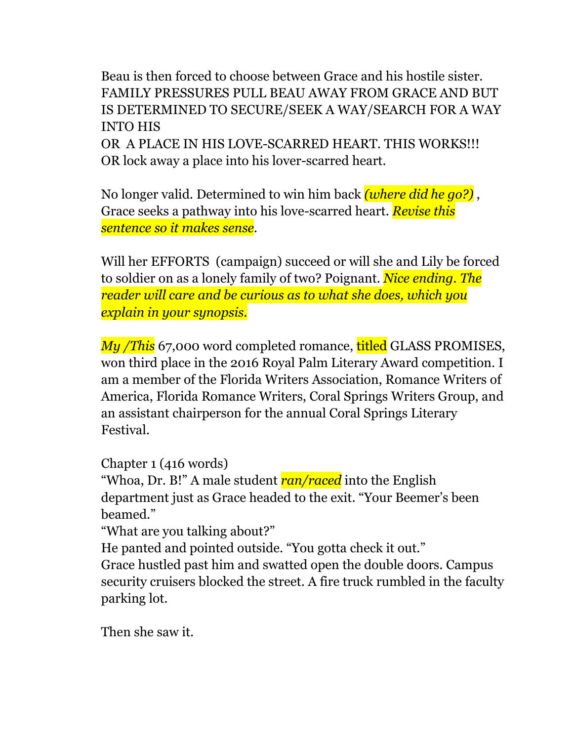Beau is then forced to choose between Grace and his hostile sister. FAMILY PRESSURES PULL BEAU AWAY FROM GRACE AND BUT IS DETERMINED TO SECURE/SEEK A WAY/SEARCH FOR A WAY INTO HIS
OR A PLACE IN HIS LOVE-SCARRED HEART. THIS WORKS!!!
OR lock away a place into his lover-scarred heart.

No longer valid. Determined to win him back *(where did he go?)* , Grace seeks a pathway into his love-scarred heart. *Revise this sentence so it makes sense*.

Will her EFFORTS (campaign) succeed or will she and Lily be forced to soldier on as a lonely family of two? Poignant. *Nice ending. The reader will care and be curious as to what she does, which you explain in your synopsis.*

*My /This* 67,000 word completed romance, titled GLASS PROMISES, won third place in the 2016 Royal Palm Literary Award competition. I am a member of the Florida Writers Association, Romance Writers of America, Florida Romance Writers, Coral Springs Writers Group, and an assistant chairperson for the annual Coral Springs Literary Festival.

Chapter 1 (416 words)
"Whoa, Dr. B!" A male student *ran/raced* into the English department just as Grace headed to the exit. "Your Beemer's been beamed."
"What are you talking about?"
He panted and pointed outside. "You gotta check it out."
Grace hustled past him and swatted open the double doors. Campus security cruisers blocked the street. A fire truck rumbled in the faculty parking lot.

Then she saw it.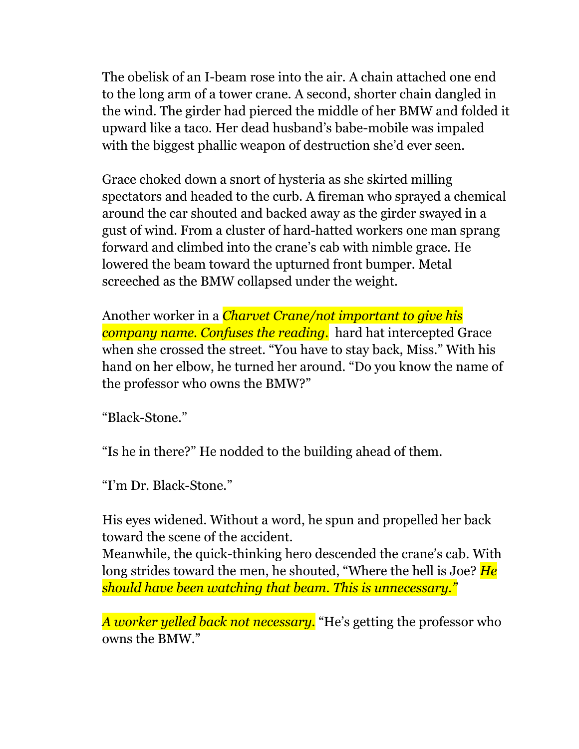The obelisk of an I-beam rose into the air. A chain attached one end to the long arm of a tower crane. A second, shorter chain dangled in the wind. The girder had pierced the middle of her BMW and folded it upward like a taco. Her dead husband's babe-mobile was impaled with the biggest phallic weapon of destruction she'd ever seen.

Grace choked down a snort of hysteria as she skirted milling spectators and headed to the curb. A fireman who sprayed a chemical around the car shouted and backed away as the girder swayed in a gust of wind. From a cluster of hard-hatted workers one man sprang forward and climbed into the crane's cab with nimble grace. He lowered the beam toward the upturned front bumper. Metal screeched as the BMW collapsed under the weight.

Another worker in a *Charvet Crane/not important to give his company name. Confuses the reading.* hard hat intercepted Grace when she crossed the street. "You have to stay back, Miss." With his hand on her elbow, he turned her around. "Do you know the name of the professor who owns the BMW?"

"Black-Stone."

"Is he in there?" He nodded to the building ahead of them.

"I'm Dr. Black-Stone."

His eyes widened. Without a word, he spun and propelled her back toward the scene of the accident.
Meanwhile, the quick-thinking hero descended the crane's cab. With long strides toward the men, he shouted, "Where the hell is Joe? *He should have been watching that beam. This is unnecessary."*

*A worker yelled back not necessary.* "He's getting the professor who owns the BMW."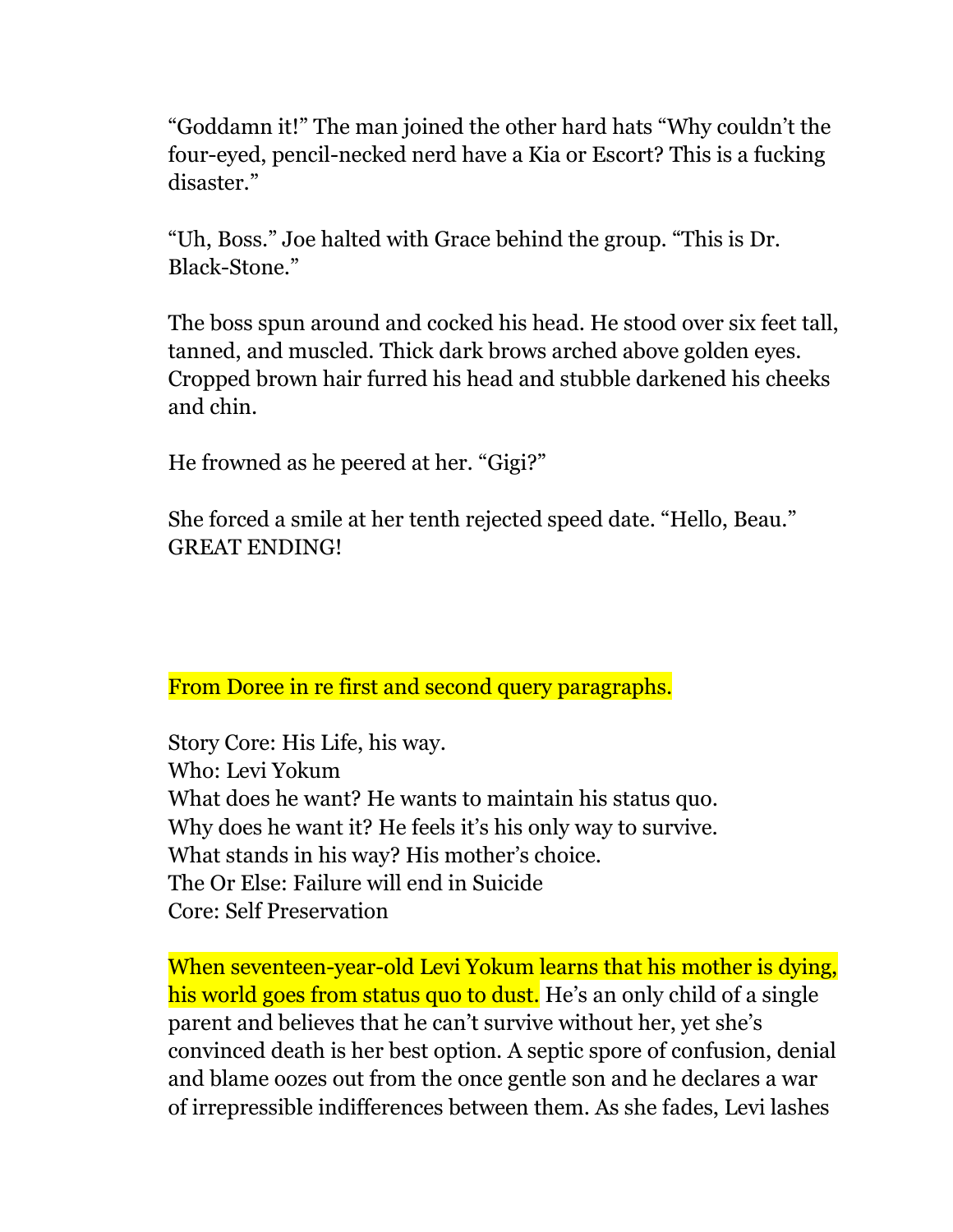"Goddamn it!" The man joined the other hard hats "Why couldn't the four-eyed, pencil-necked nerd have a Kia or Escort? This is a fucking disaster."

"Uh, Boss." Joe halted with Grace behind the group. "This is Dr. Black-Stone."

The boss spun around and cocked his head. He stood over six feet tall, tanned, and muscled. Thick dark brows arched above golden eyes. Cropped brown hair furred his head and stubble darkened his cheeks and chin.

He frowned as he peered at her. "Gigi?"

She forced a smile at her tenth rejected speed date. "Hello, Beau."
GREAT ENDING!

From Doree in re first and second query paragraphs.

Story Core: His Life, his way.
Who: Levi Yokum
What does he want? He wants to maintain his status quo.
Why does he want it? He feels it's his only way to survive.
What stands in his way? His mother's choice.
The Or Else: Failure will end in Suicide
Core: Self Preservation

When seventeen-year-old Levi Yokum learns that his mother is dying, his world goes from status quo to dust. He's an only child of a single parent and believes that he can't survive without her, yet she's convinced death is her best option. A septic spore of confusion, denial and blame oozes out from the once gentle son and he declares a war of irrepressible indifferences between them. As she fades, Levi lashes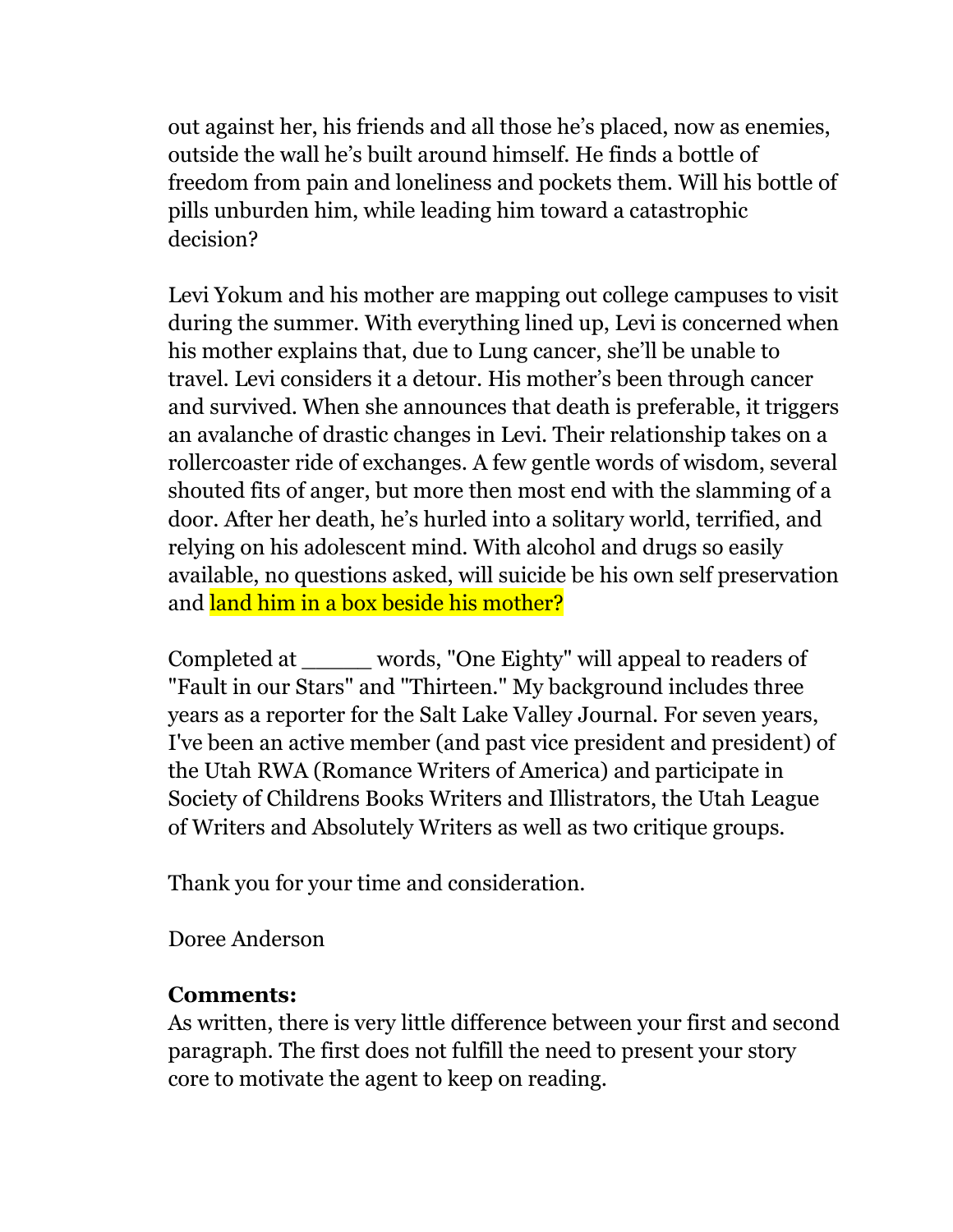out against her, his friends and all those he's placed, now as enemies, outside the wall he's built around himself. He finds a bottle of freedom from pain and loneliness and pockets them. Will his bottle of pills unburden him, while leading him toward a catastrophic decision?

Levi Yokum and his mother are mapping out college campuses to visit during the summer. With everything lined up, Levi is concerned when his mother explains that, due to Lung cancer, she'll be unable to travel. Levi considers it a detour. His mother's been through cancer and survived. When she announces that death is preferable, it triggers an avalanche of drastic changes in Levi. Their relationship takes on a rollercoaster ride of exchanges. A few gentle words of wisdom, several shouted fits of anger, but more then most end with the slamming of a door. After her death, he's hurled into a solitary world, terrified, and relying on his adolescent mind. With alcohol and drugs so easily available, no questions asked, will suicide be his own self preservation and land him in a box beside his mother?

Completed at _____ words, "One Eighty" will appeal to readers of "Fault in our Stars" and "Thirteen." My background includes three years as a reporter for the Salt Lake Valley Journal. For seven years, I've been an active member (and past vice president and president) of the Utah RWA (Romance Writers of America) and participate in Society of Childrens Books Writers and Illistrators, the Utah League of Writers and Absolutely Writers as well as two critique groups.

Thank you for your time and consideration.

Doree Anderson

**Comments:**
As written, there is very little difference between your first and second paragraph. The first does not fulfill the need to present your story core to motivate the agent to keep on reading.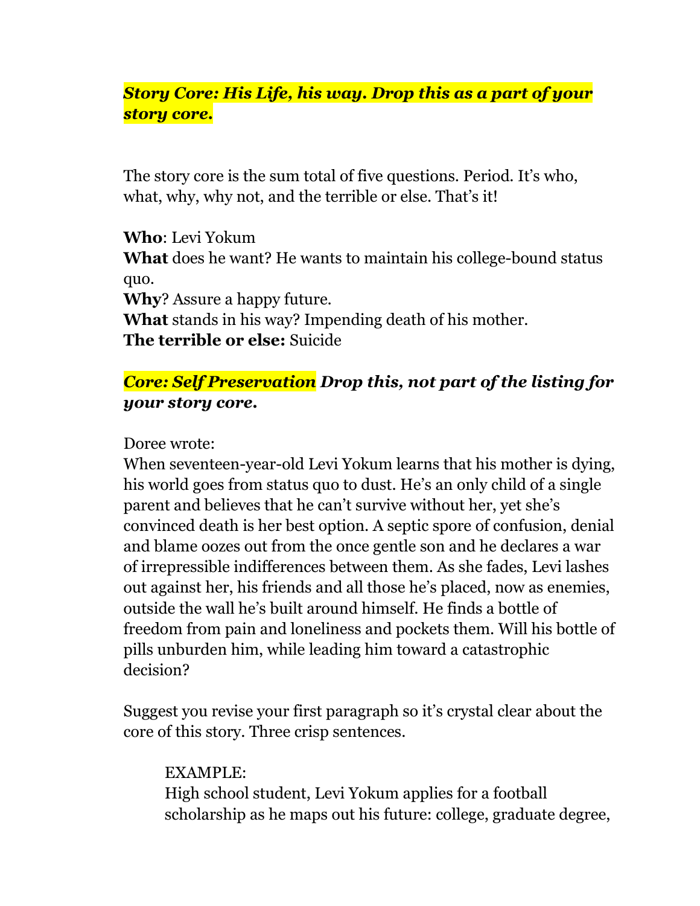***Story Core: His Life, his way. Drop this as a part of your story core.***

The story core is the sum total of five questions. Period. It's who, what, why, why not, and the terrible or else. That's it!

**Who**: Levi Yokum
**What** does he want? He wants to maintain his college-bound status quo.
**Why**? Assure a happy future.
**What** stands in his way? Impending death of his mother.
**The terrible or else:** Suicide

***Core: Self Preservation*** ***Drop this, not part of the listing for your story core.***

Doree wrote:
When seventeen-year-old Levi Yokum learns that his mother is dying, his world goes from status quo to dust. He's an only child of a single parent and believes that he can't survive without her, yet she's convinced death is her best option. A septic spore of confusion, denial and blame oozes out from the once gentle son and he declares a war of irrepressible indifferences between them. As she fades, Levi lashes out against her, his friends and all those he's placed, now as enemies, outside the wall he's built around himself. He finds a bottle of freedom from pain and loneliness and pockets them. Will his bottle of pills unburden him, while leading him toward a catastrophic decision?

Suggest you revise your first paragraph so it's crystal clear about the core of this story. Three crisp sentences.

> EXAMPLE:
> High school student, Levi Yokum applies for a football scholarship as he maps out his future: college, graduate degree,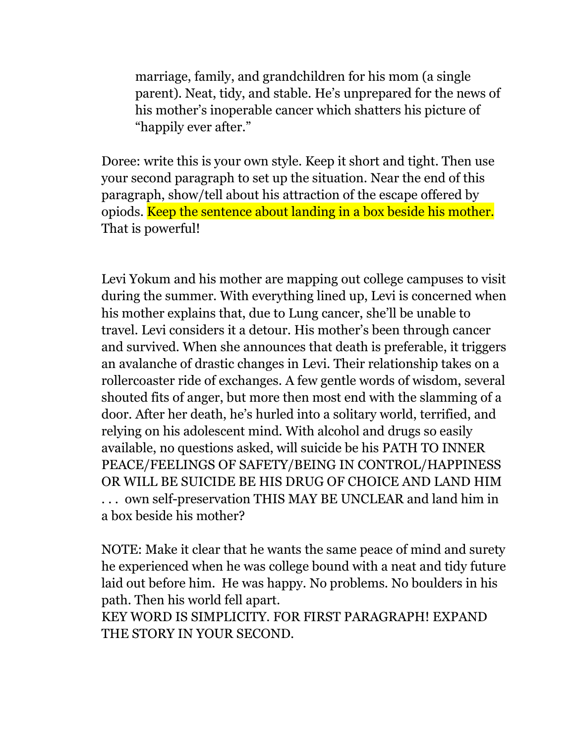marriage, family, and grandchildren for his mom (a single parent). Neat, tidy, and stable. He's unprepared for the news of his mother's inoperable cancer which shatters his picture of "happily ever after."

Doree: write this is your own style. Keep it short and tight. Then use your second paragraph to set up the situation. Near the end of this paragraph, show/tell about his attraction of the escape offered by opiods. Keep the sentence about landing in a box beside his mother. That is powerful!

Levi Yokum and his mother are mapping out college campuses to visit during the summer. With everything lined up, Levi is concerned when his mother explains that, due to Lung cancer, she'll be unable to travel. Levi considers it a detour. His mother's been through cancer and survived. When she announces that death is preferable, it triggers an avalanche of drastic changes in Levi. Their relationship takes on a rollercoaster ride of exchanges. A few gentle words of wisdom, several shouted fits of anger, but more then most end with the slamming of a door. After her death, he's hurled into a solitary world, terrified, and relying on his adolescent mind. With alcohol and drugs so easily available, no questions asked, will suicide be his PATH TO INNER PEACE/FEELINGS OF SAFETY/BEING IN CONTROL/HAPPINESS OR WILL BE SUICIDE BE HIS DRUG OF CHOICE AND LAND HIM . . . own self-preservation THIS MAY BE UNCLEAR and land him in a box beside his mother?

NOTE: Make it clear that he wants the same peace of mind and surety he experienced when he was college bound with a neat and tidy future laid out before him. He was happy. No problems. No boulders in his path. Then his world fell apart.
KEY WORD IS SIMPLICITY. FOR FIRST PARAGRAPH! EXPAND THE STORY IN YOUR SECOND.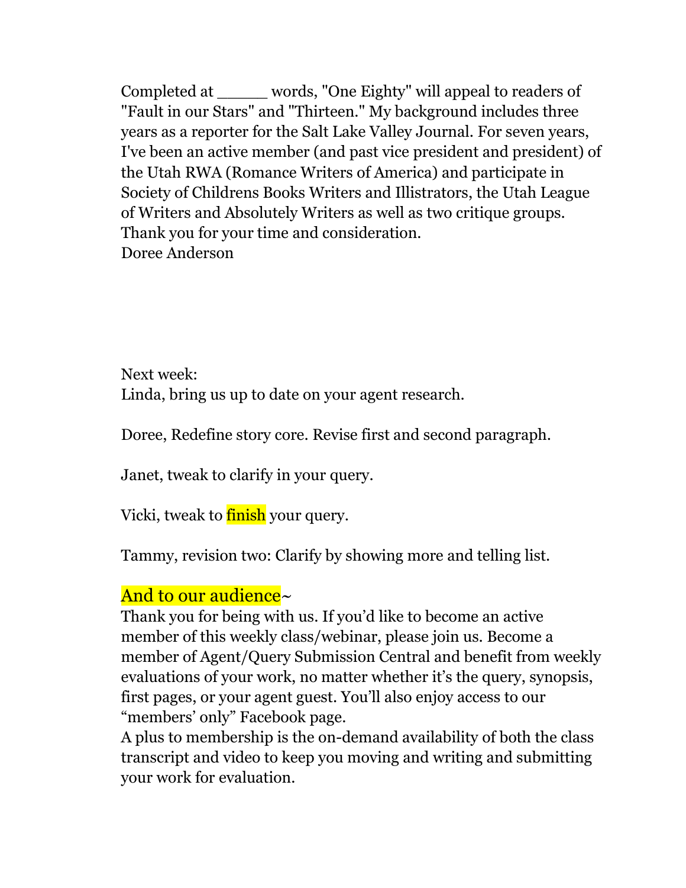Completed at _____ words, "One Eighty" will appeal to readers of "Fault in our Stars" and "Thirteen." My background includes three years as a reporter for the Salt Lake Valley Journal. For seven years, I've been an active member (and past vice president and president) of the Utah RWA (Romance Writers of America) and participate in Society of Childrens Books Writers and Illistrators, the Utah League of Writers and Absolutely Writers as well as two critique groups.
Thank you for your time and consideration.
Doree Anderson

Next week:
Linda, bring us up to date on your agent research.

Doree, Redefine story core. Revise first and second paragraph.

Janet, tweak to clarify in your query.

Vicki, tweak to finish your query.

Tammy, revision two: Clarify by showing more and telling list.

And to our audience~
Thank you for being with us. If you'd like to become an active member of this weekly class/webinar, please join us. Become a member of Agent/Query Submission Central and benefit from weekly evaluations of your work, no matter whether it's the query, synopsis, first pages, or your agent guest. You'll also enjoy access to our "members' only" Facebook page.
A plus to membership is the on-demand availability of both the class transcript and video to keep you moving and writing and submitting your work for evaluation.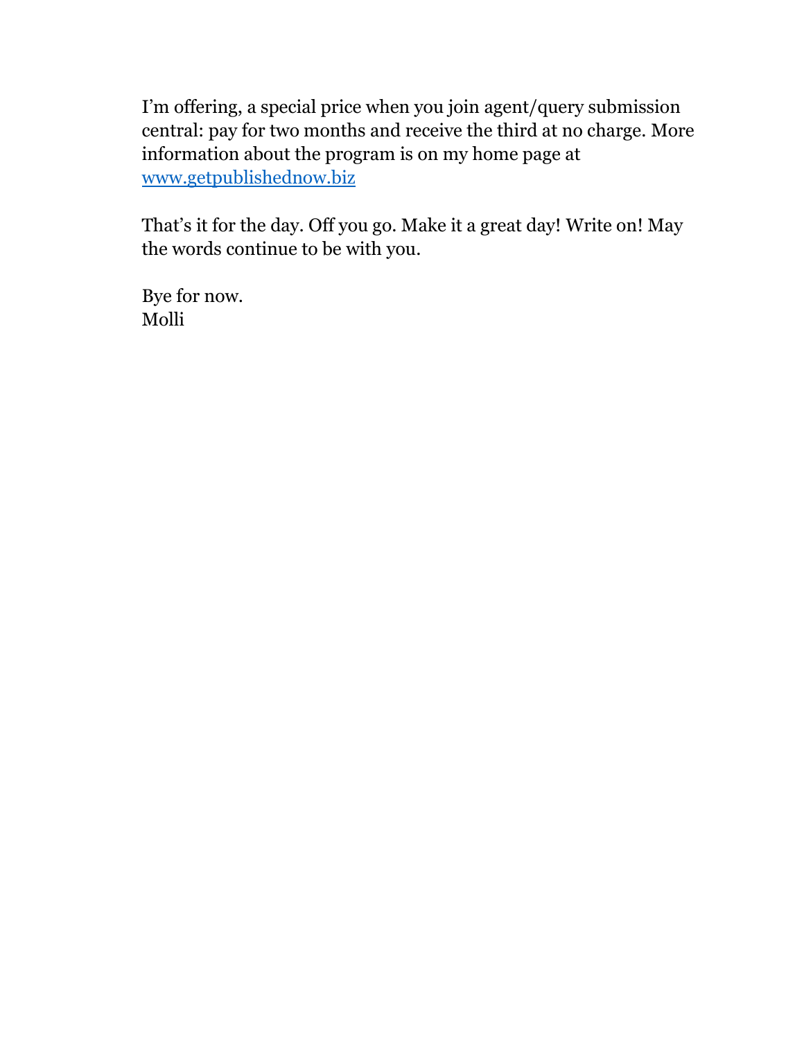I'm offering, a special price when you join agent/query submission central: pay for two months and receive the third at no charge. More information about the program is on my home page at [www.getpublishednow.biz](http://www.getpublishednow.biz)

That's it for the day. Off you go. Make it a great day! Write on! May the words continue to be with you.

Bye for now.
Molli